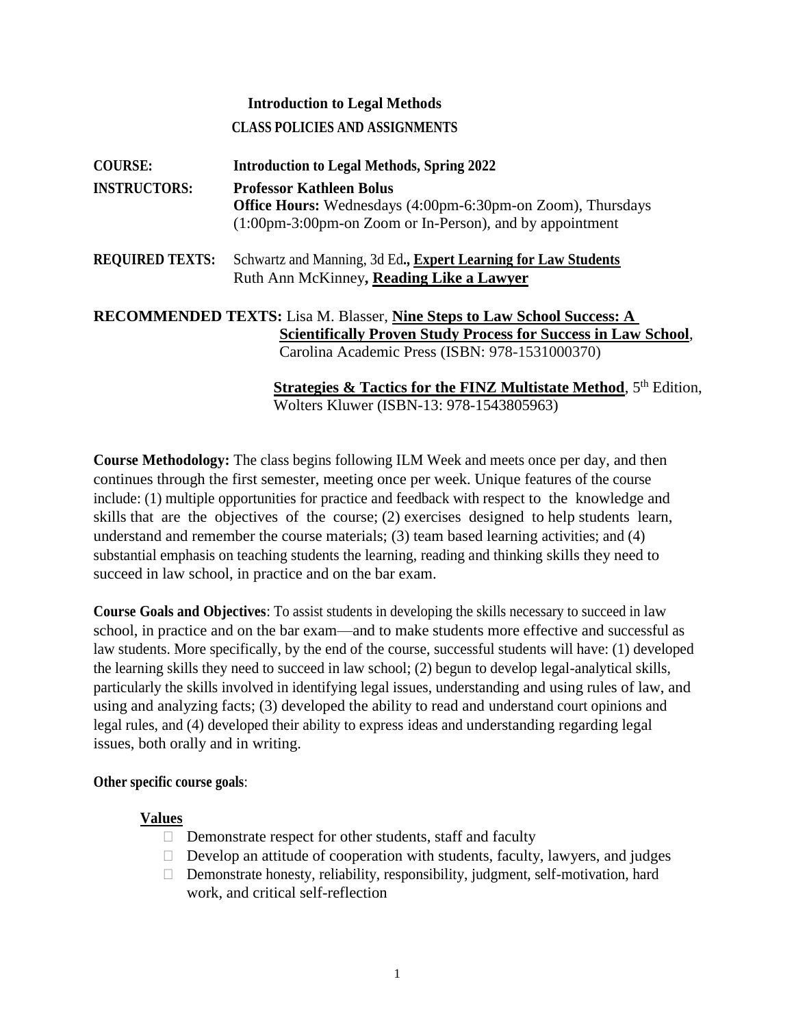# Introduction to Legal Methods

## CLASS POLICIES AND ASSIGNMENTS

**COURSE:** **Introduction to Legal Methods, Spring 2022**

**INSTRUCTORS:** **Professor Kathleen Bolus**
**Office Hours:** Wednesdays (4:00pm-6:30pm-on Zoom), Thursdays (1:00pm-3:00pm-on Zoom or In-Person), and by appointment

**REQUIRED TEXTS:** Schwartz and Manning, 3d Ed**., Expert Learning for Law Students**
Ruth Ann McKinney**, Reading Like a Lawyer**

**RECOMMENDED TEXTS:** Lisa M. Blasser, **Nine Steps to Law School Success: A Scientifically Proven Study Process for Success in Law School**, Carolina Academic Press (ISBN: 978-1531000370)

**Strategies & Tactics for the FINZ Multistate Method**, 5th Edition, Wolters Kluwer (ISBN-13: 978-1543805963)

**Course Methodology:** The class begins following ILM Week and meets once per day, and then continues through the first semester, meeting once per week. Unique features of the course include: (1) multiple opportunities for practice and feedback with respect to the knowledge and skills that are the objectives of the course; (2) exercises designed to help students learn, understand and remember the course materials; (3) team based learning activities; and (4) substantial emphasis on teaching students the learning, reading and thinking skills they need to succeed in law school, in practice and on the bar exam.

**Course Goals and Objectives**: To assist students in developing the skills necessary to succeed in law school, in practice and on the bar exam—and to make students more effective and successful as law students. More specifically, by the end of the course, successful students will have: (1) developed the learning skills they need to succeed in law school; (2) begun to develop legal-analytical skills, particularly the skills involved in identifying legal issues, understanding and using rules of law, and using and analyzing facts; (3) developed the ability to read and understand court opinions and legal rules, and (4) developed their ability to express ideas and understanding regarding legal issues, both orally and in writing.

**Other specific course goals**:

**Values**

- Demonstrate respect for other students, staff and faculty
- Develop an attitude of cooperation with students, faculty, lawyers, and judges
- Demonstrate honesty, reliability, responsibility, judgment, self-motivation, hard work, and critical self-reflection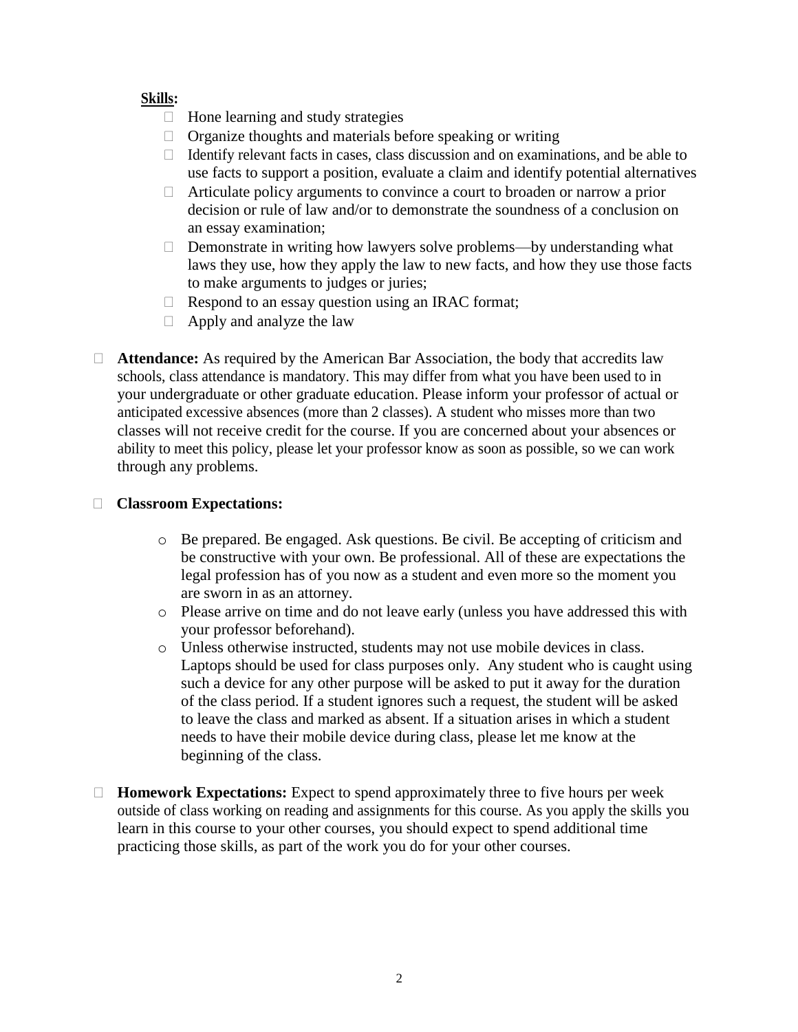**Skills:**

- Hone learning and study strategies
- Organize thoughts and materials before speaking or writing
- Identify relevant facts in cases, class discussion and on examinations, and be able to use facts to support a position, evaluate a claim and identify potential alternatives
- Articulate policy arguments to convince a court to broaden or narrow a prior decision or rule of law and/or to demonstrate the soundness of a conclusion on an essay examination;
- Demonstrate in writing how lawyers solve problems—by understanding what laws they use, how they apply the law to new facts, and how they use those facts to make arguments to judges or juries;
- Respond to an essay question using an IRAC format;
- Apply and analyze the law

- **Attendance:** As required by the American Bar Association, the body that accredits law schools, class attendance is mandatory. This may differ from what you have been used to in your undergraduate or other graduate education. Please inform your professor of actual or anticipated excessive absences (more than 2 classes). A student who misses more than two classes will not receive credit for the course. If you are concerned about your absences or ability to meet this policy, please let your professor know as soon as possible, so we can work through any problems.

- **Classroom Expectations:**

    - Be prepared. Be engaged. Ask questions. Be civil. Be accepting of criticism and be constructive with your own. Be professional. All of these are expectations the legal profession has of you now as a student and even more so the moment you are sworn in as an attorney.
    - Please arrive on time and do not leave early (unless you have addressed this with your professor beforehand).
    - Unless otherwise instructed, students may not use mobile devices in class. Laptops should be used for class purposes only. Any student who is caught using such a device for any other purpose will be asked to put it away for the duration of the class period. If a student ignores such a request, the student will be asked to leave the class and marked as absent. If a situation arises in which a student needs to have their mobile device during class, please let me know at the beginning of the class.

- **Homework Expectations:** Expect to spend approximately three to five hours per week outside of class working on reading and assignments for this course. As you apply the skills you learn in this course to your other courses, you should expect to spend additional time practicing those skills, as part of the work you do for your other courses.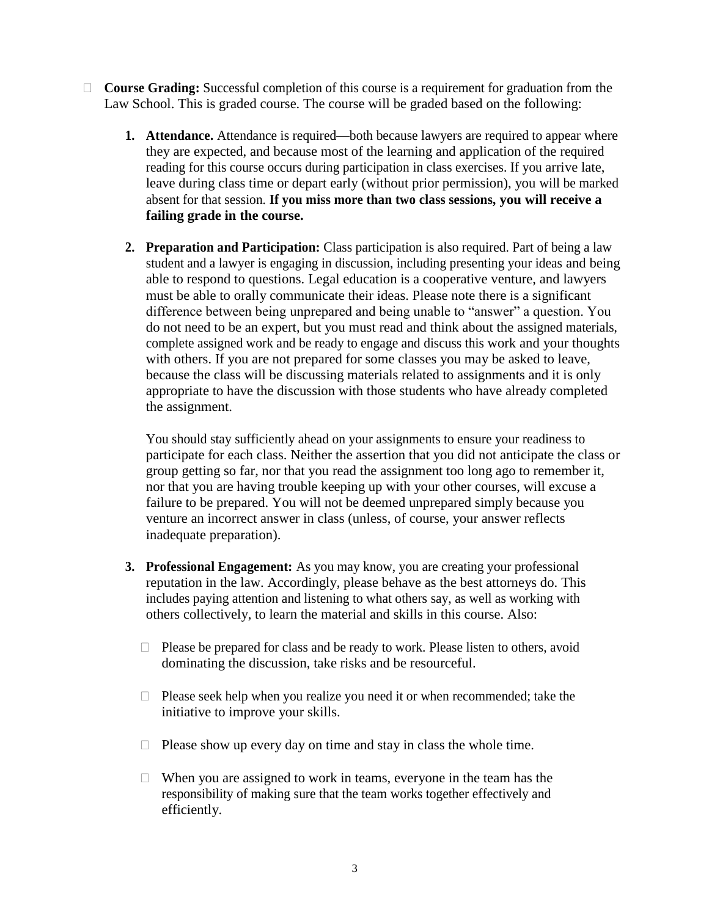- **Course Grading:** Successful completion of this course is a requirement for graduation from the Law School. This is graded course. The course will be graded based on the following:

  1. **Attendance.** Attendance is required—both because lawyers are required to appear where they are expected, and because most of the learning and application of the required reading for this course occurs during participation in class exercises. If you arrive late, leave during class time or depart early (without prior permission), you will be marked absent for that session. **If you miss more than two class sessions, you will receive a failing grade in the course.**

  2. **Preparation and Participation:** Class participation is also required. Part of being a law student and a lawyer is engaging in discussion, including presenting your ideas and being able to respond to questions. Legal education is a cooperative venture, and lawyers must be able to orally communicate their ideas. Please note there is a significant difference between being unprepared and being unable to "answer" a question. You do not need to be an expert, but you must read and think about the assigned materials, complete assigned work and be ready to engage and discuss this work and your thoughts with others. If you are not prepared for some classes you may be asked to leave, because the class will be discussing materials related to assignments and it is only appropriate to have the discussion with those students who have already completed the assignment.

     You should stay sufficiently ahead on your assignments to ensure your readiness to participate for each class. Neither the assertion that you did not anticipate the class or group getting so far, nor that you read the assignment too long ago to remember it, nor that you are having trouble keeping up with your other courses, will excuse a failure to be prepared. You will not be deemed unprepared simply because you venture an incorrect answer in class (unless, of course, your answer reflects inadequate preparation).

  3. **Professional Engagement:** As you may know, you are creating your professional reputation in the law. Accordingly, please behave as the best attorneys do. This includes paying attention and listening to what others say, as well as working with others collectively, to learn the material and skills in this course. Also:

     - Please be prepared for class and be ready to work. Please listen to others, avoid dominating the discussion, take risks and be resourceful.

     - Please seek help when you realize you need it or when recommended; take the initiative to improve your skills.

     - Please show up every day on time and stay in class the whole time.

     - When you are assigned to work in teams, everyone in the team has the responsibility of making sure that the team works together effectively and efficiently.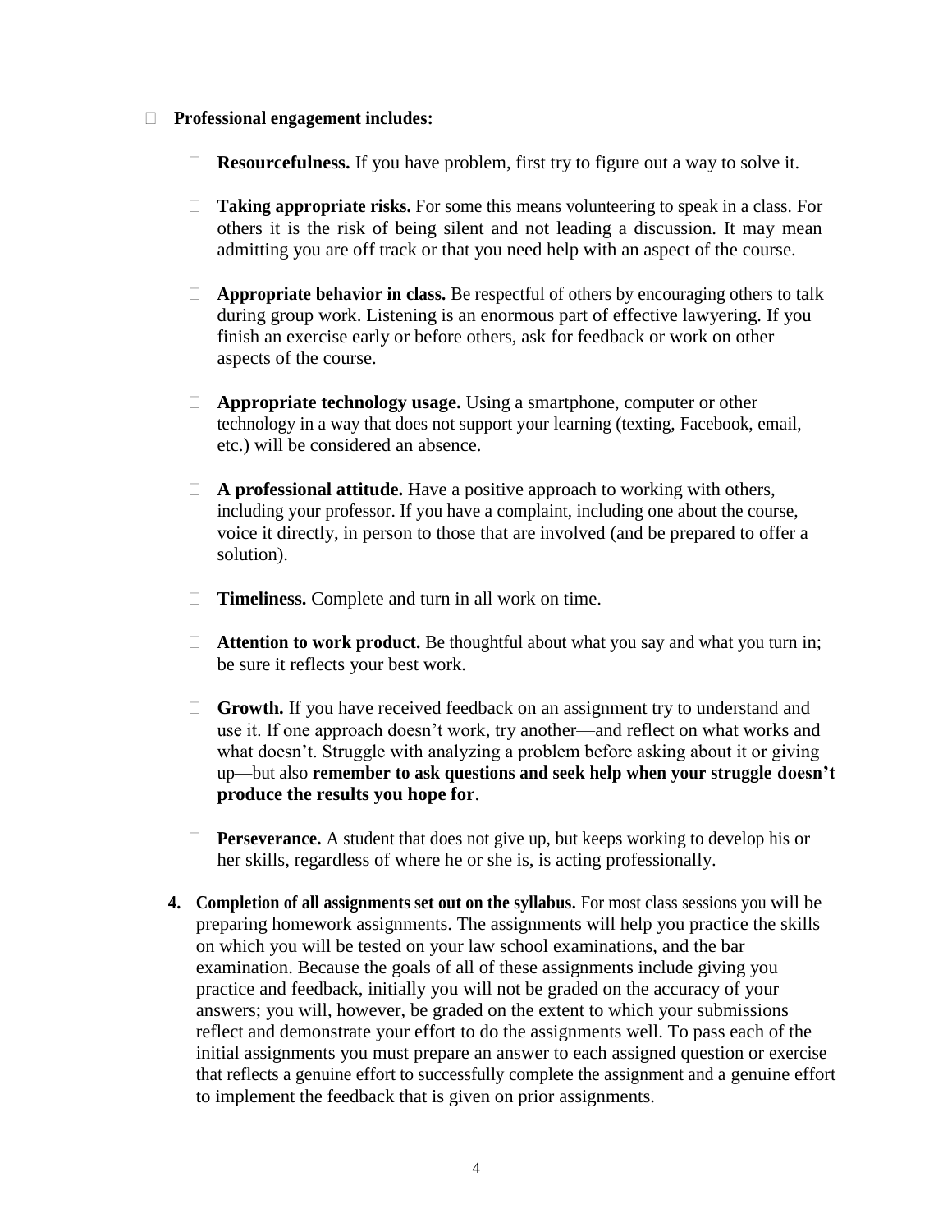- **Professional engagement includes:**

  - **Resourcefulness.** If you have problem, first try to figure out a way to solve it.

  - **Taking appropriate risks.** For some this means volunteering to speak in a class. For others it is the risk of being silent and not leading a discussion. It may mean admitting you are off track or that you need help with an aspect of the course.

  - **Appropriate behavior in class.** Be respectful of others by encouraging others to talk during group work. Listening is an enormous part of effective lawyering. If you finish an exercise early or before others, ask for feedback or work on other aspects of the course.

  - **Appropriate technology usage.** Using a smartphone, computer or other technology in a way that does not support your learning (texting, Facebook, email, etc.) will be considered an absence.

  - **A professional attitude.** Have a positive approach to working with others, including your professor. If you have a complaint, including one about the course, voice it directly, in person to those that are involved (and be prepared to offer a solution).

  - **Timeliness.** Complete and turn in all work on time.

  - **Attention to work product.** Be thoughtful about what you say and what you turn in; be sure it reflects your best work.

  - **Growth.** If you have received feedback on an assignment try to understand and use it. If one approach doesn't work, try another—and reflect on what works and what doesn't. Struggle with analyzing a problem before asking about it or giving up—but also **remember to ask questions and seek help when your struggle doesn't produce the results you hope for**.

  - **Perseverance.** A student that does not give up, but keeps working to develop his or her skills, regardless of where he or she is, is acting professionally.

4. **Completion of all assignments set out on the syllabus.** For most class sessions you will be preparing homework assignments. The assignments will help you practice the skills on which you will be tested on your law school examinations, and the bar examination. Because the goals of all of these assignments include giving you practice and feedback, initially you will not be graded on the accuracy of your answers; you will, however, be graded on the extent to which your submissions reflect and demonstrate your effort to do the assignments well. To pass each of the initial assignments you must prepare an answer to each assigned question or exercise that reflects a genuine effort to successfully complete the assignment and a genuine effort to implement the feedback that is given on prior assignments.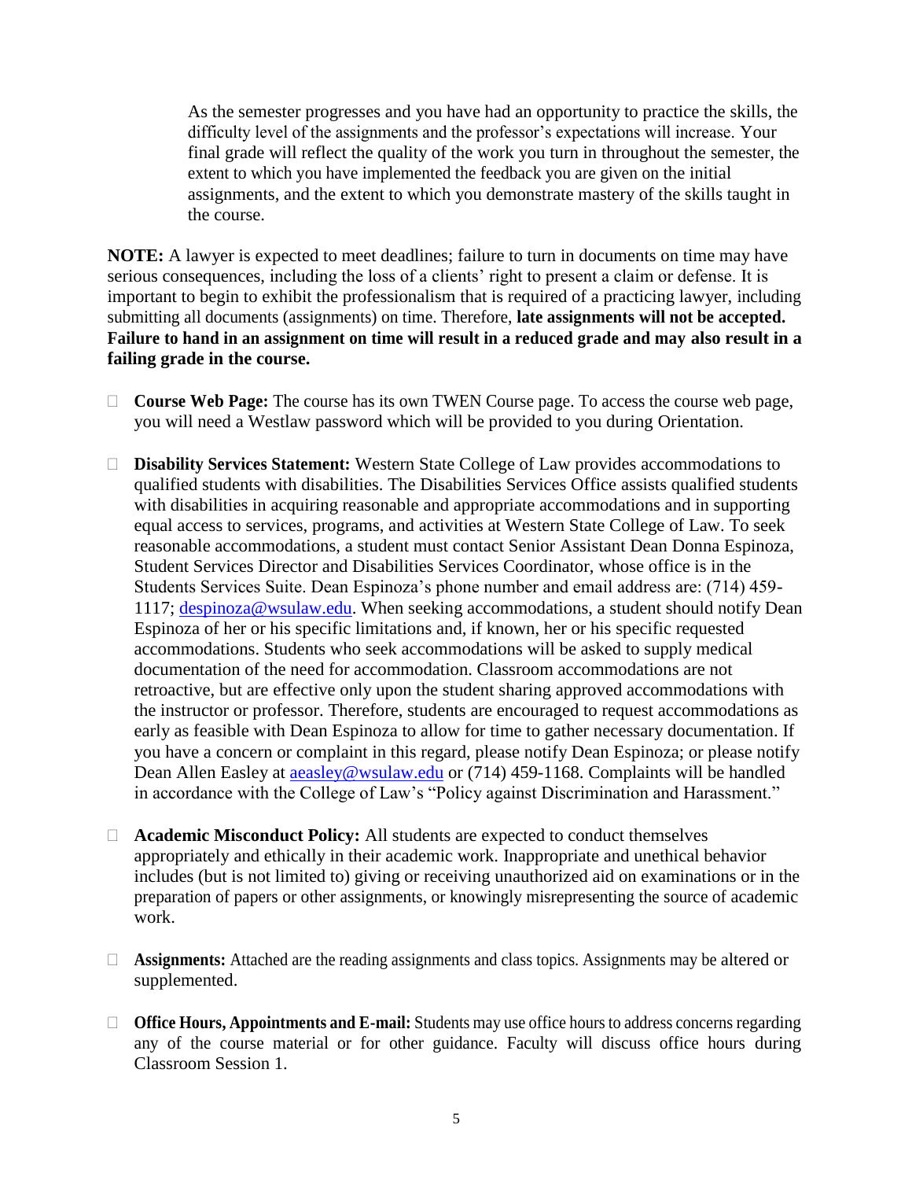As the semester progresses and you have had an opportunity to practice the skills, the difficulty level of the assignments and the professor's expectations will increase. Your final grade will reflect the quality of the work you turn in throughout the semester, the extent to which you have implemented the feedback you are given on the initial assignments, and the extent to which you demonstrate mastery of the skills taught in the course.

**NOTE:** A lawyer is expected to meet deadlines; failure to turn in documents on time may have serious consequences, including the loss of a clients' right to present a claim or defense. It is important to begin to exhibit the professionalism that is required of a practicing lawyer, including submitting all documents (assignments) on time. Therefore, **late assignments will not be accepted. Failure to hand in an assignment on time will result in a reduced grade and may also result in a failing grade in the course.**

- **Course Web Page:** The course has its own TWEN Course page. To access the course web page, you will need a Westlaw password which will be provided to you during Orientation.

- **Disability Services Statement:** Western State College of Law provides accommodations to qualified students with disabilities. The Disabilities Services Office assists qualified students with disabilities in acquiring reasonable and appropriate accommodations and in supporting equal access to services, programs, and activities at Western State College of Law. To seek reasonable accommodations, a student must contact Senior Assistant Dean Donna Espinoza, Student Services Director and Disabilities Services Coordinator, whose office is in the Students Services Suite. Dean Espinoza's phone number and email address are: (714) 459-1117; despinoza@wsulaw.edu. When seeking accommodations, a student should notify Dean Espinoza of her or his specific limitations and, if known, her or his specific requested accommodations. Students who seek accommodations will be asked to supply medical documentation of the need for accommodation. Classroom accommodations are not retroactive, but are effective only upon the student sharing approved accommodations with the instructor or professor. Therefore, students are encouraged to request accommodations as early as feasible with Dean Espinoza to allow for time to gather necessary documentation. If you have a concern or complaint in this regard, please notify Dean Espinoza; or please notify Dean Allen Easley at aeasley@wsulaw.edu or (714) 459-1168. Complaints will be handled in accordance with the College of Law's "Policy against Discrimination and Harassment."

- **Academic Misconduct Policy:** All students are expected to conduct themselves appropriately and ethically in their academic work. Inappropriate and unethical behavior includes (but is not limited to) giving or receiving unauthorized aid on examinations or in the preparation of papers or other assignments, or knowingly misrepresenting the source of academic work.

- **Assignments:** Attached are the reading assignments and class topics. Assignments may be altered or supplemented.

- **Office Hours, Appointments and E-mail:** Students may use office hours to address concerns regarding any of the course material or for other guidance. Faculty will discuss office hours during Classroom Session 1.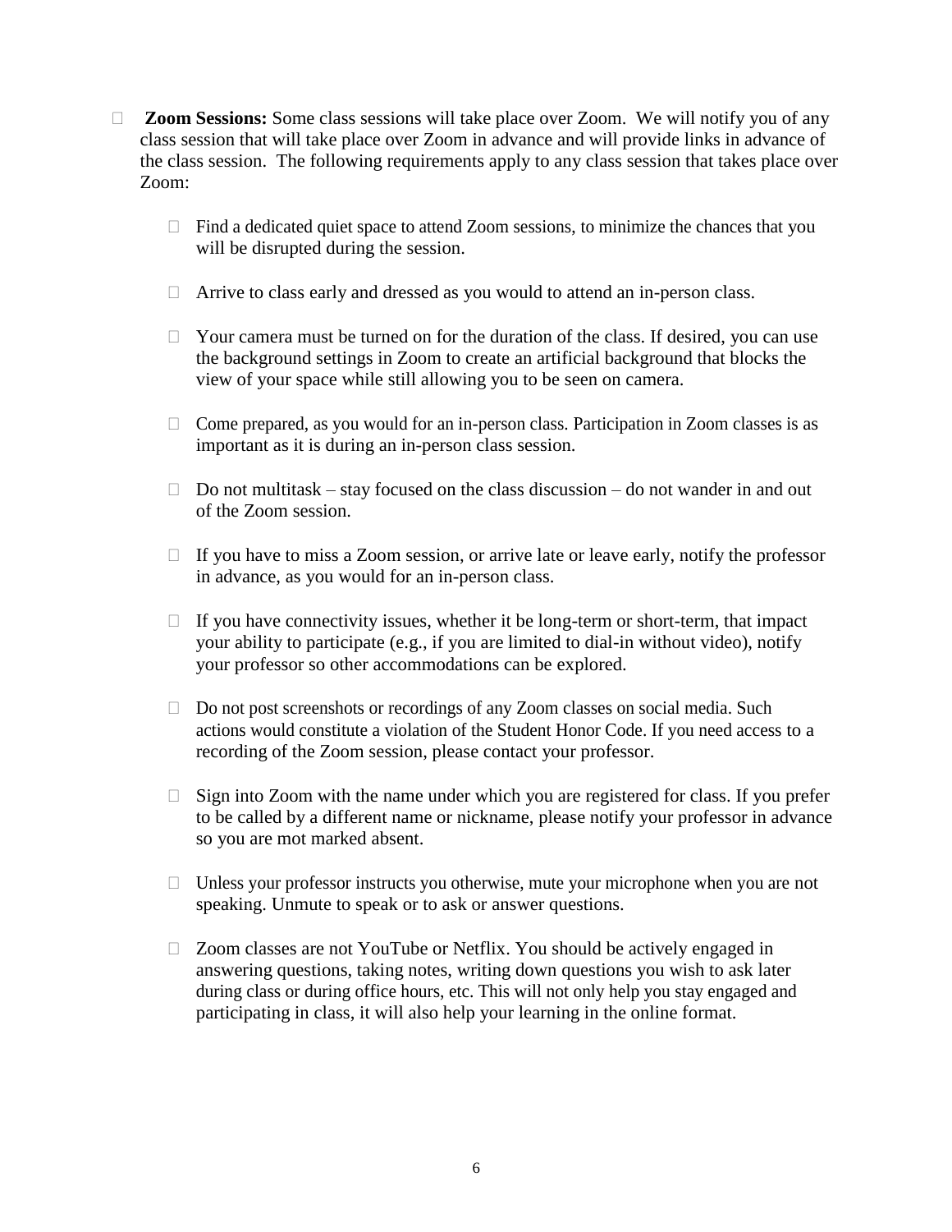- **Zoom Sessions:** Some class sessions will take place over Zoom. We will notify you of any class session that will take place over Zoom in advance and will provide links in advance of the class session. The following requirements apply to any class session that takes place over Zoom:

  - Find a dedicated quiet space to attend Zoom sessions, to minimize the chances that you will be disrupted during the session.

  - Arrive to class early and dressed as you would to attend an in-person class.

  - Your camera must be turned on for the duration of the class. If desired, you can use the background settings in Zoom to create an artificial background that blocks the view of your space while still allowing you to be seen on camera.

  - Come prepared, as you would for an in-person class. Participation in Zoom classes is as important as it is during an in-person class session.

  - Do not multitask – stay focused on the class discussion – do not wander in and out of the Zoom session.

  - If you have to miss a Zoom session, or arrive late or leave early, notify the professor in advance, as you would for an in-person class.

  - If you have connectivity issues, whether it be long-term or short-term, that impact your ability to participate (e.g., if you are limited to dial-in without video), notify your professor so other accommodations can be explored.

  - Do not post screenshots or recordings of any Zoom classes on social media. Such actions would constitute a violation of the Student Honor Code. If you need access to a recording of the Zoom session, please contact your professor.

  - Sign into Zoom with the name under which you are registered for class. If you prefer to be called by a different name or nickname, please notify your professor in advance so you are mot marked absent.

  - Unless your professor instructs you otherwise, mute your microphone when you are not speaking. Unmute to speak or to ask or answer questions.

  - Zoom classes are not YouTube or Netflix. You should be actively engaged in answering questions, taking notes, writing down questions you wish to ask later during class or during office hours, etc. This will not only help you stay engaged and participating in class, it will also help your learning in the online format.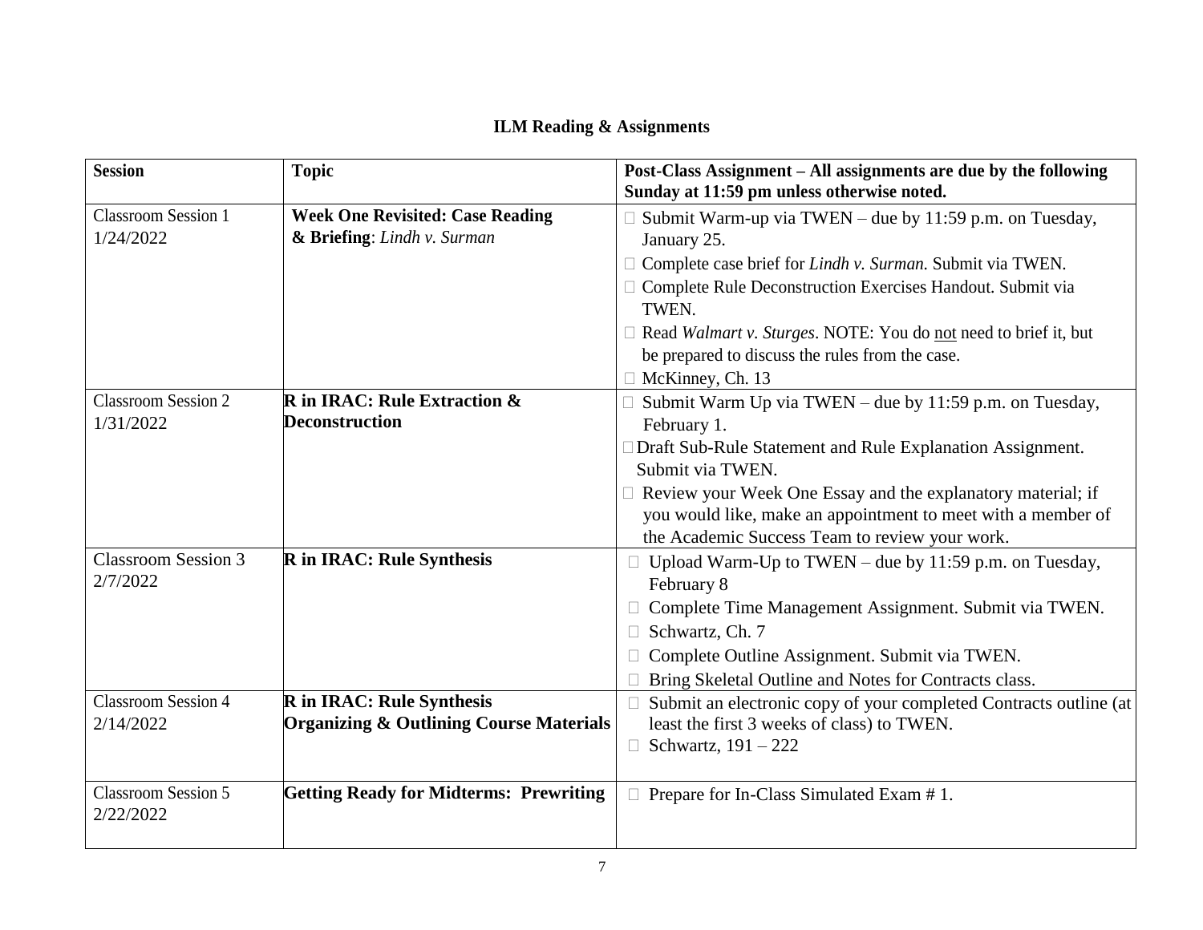**ILM Reading & Assignments**

| Session | Topic | Post-Class Assignment – All assignments are due by the following Sunday at 11:59 pm unless otherwise noted. |
|---|---|---|
| Classroom Session 1<br>1/24/2022 | **Week One Revisited: Case Reading & Briefing**: *Lindh v. Surman* | □ Submit Warm-up via TWEN – due by 11:59 p.m. on Tuesday, January 25.<br>□ Complete case brief for *Lindh v. Surman.* Submit via TWEN.<br>□ Complete Rule Deconstruction Exercises Handout. Submit via TWEN.<br>□ Read *Walmart v. Sturges*. NOTE: You do not need to brief it, but be prepared to discuss the rules from the case.<br>□ McKinney, Ch. 13 |
| Classroom Session 2<br>1/31/2022 | **R in IRAC: Rule Extraction & Deconstruction** | □ Submit Warm Up via TWEN – due by 11:59 p.m. on Tuesday, February 1.<br>□ Draft Sub-Rule Statement and Rule Explanation Assignment. Submit via TWEN.<br>□ Review your Week One Essay and the explanatory material; if you would like, make an appointment to meet with a member of the Academic Success Team to review your work. |
| Classroom Session 3<br>2/7/2022 | **R in IRAC: Rule Synthesis** | □ Upload Warm-Up to TWEN – due by 11:59 p.m. on Tuesday, February 8<br>□ Complete Time Management Assignment. Submit via TWEN.<br>□ Schwartz, Ch. 7<br>□ Complete Outline Assignment. Submit via TWEN.<br>□ Bring Skeletal Outline and Notes for Contracts class. |
| Classroom Session 4<br>2/14/2022 | **R in IRAC: Rule Synthesis**<br>**Organizing & Outlining Course Materials** | □ Submit an electronic copy of your completed Contracts outline (at least the first 3 weeks of class) to TWEN.<br>□ Schwartz, 191 – 222 |
| Classroom Session 5<br>2/22/2022 | **Getting Ready for Midterms: Prewriting** | □ Prepare for In-Class Simulated Exam # 1. |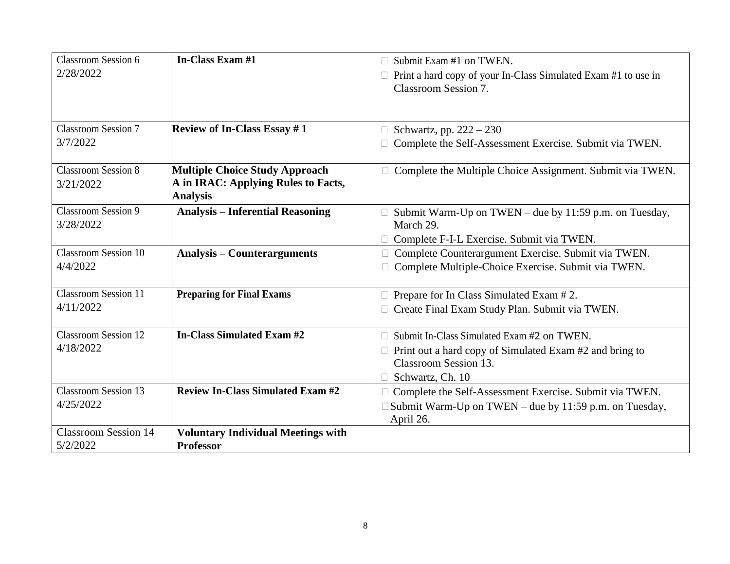| | | |
|---|---|---|
| Classroom Session 6<br>2/28/2022 | **In-Class Exam #1** | □ Submit Exam #1 on TWEN.<br>□ Print a hard copy of your In-Class Simulated Exam #1 to use in Classroom Session 7. |
| Classroom Session 7<br>3/7/2022 | **Review of In-Class Essay # 1** | □ Schwartz, pp. 222 – 230<br>□ Complete the Self-Assessment Exercise. Submit via TWEN. |
| Classroom Session 8<br>3/21/2022 | **Multiple Choice Study Approach**<br>**A in IRAC: Applying Rules to Facts, Analysis** | □ Complete the Multiple Choice Assignment. Submit via TWEN. |
| Classroom Session 9<br>3/28/2022 | **Analysis – Inferential Reasoning** | □ Submit Warm-Up on TWEN – due by 11:59 p.m. on Tuesday, March 29.<br>□ Complete F-I-L Exercise. Submit via TWEN. |
| Classroom Session 10<br>4/4/2022 | **Analysis – Counterarguments** | □ Complete Counterargument Exercise. Submit via TWEN.<br>□ Complete Multiple-Choice Exercise. Submit via TWEN. |
| Classroom Session 11<br>4/11/2022 | **Preparing for Final Exams** | □ Prepare for In Class Simulated Exam # 2.<br>□ Create Final Exam Study Plan. Submit via TWEN. |
| Classroom Session 12<br>4/18/2022 | **In-Class Simulated Exam #2** | □ Submit In-Class Simulated Exam #2 on TWEN.<br>□ Print out a hard copy of Simulated Exam #2 and bring to Classroom Session 13.<br>□ Schwartz, Ch. 10 |
| Classroom Session 13<br>4/25/2022 | **Review In-Class Simulated Exam #2** | □ Complete the Self-Assessment Exercise. Submit via TWEN.<br>□ Submit Warm-Up on TWEN – due by 11:59 p.m. on Tuesday, April 26. |
| Classroom Session 14<br>5/2/2022 | **Voluntary Individual Meetings with Professor** | |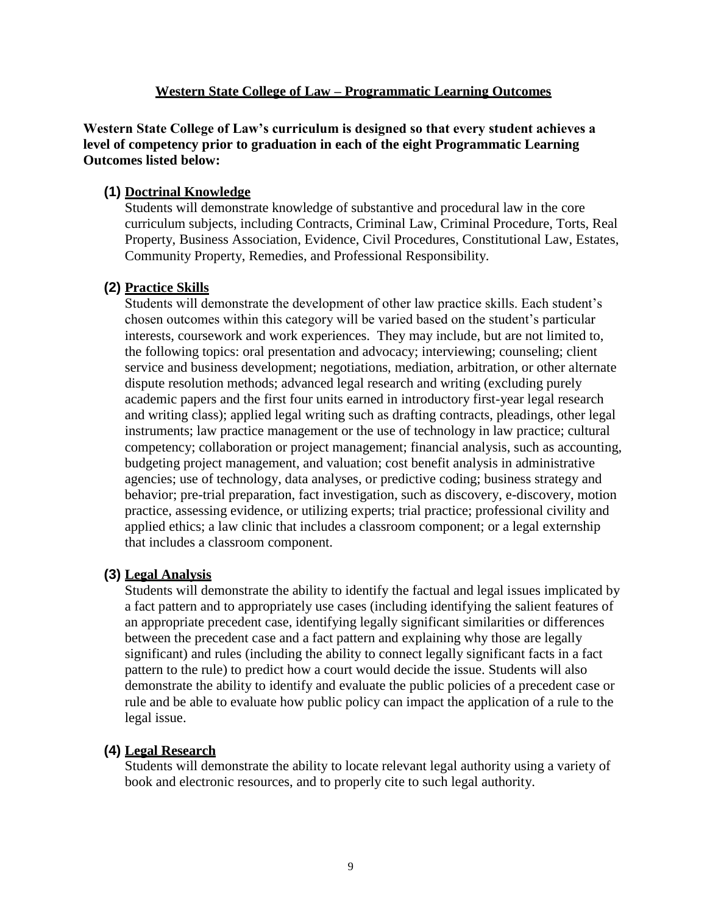## Western State College of Law – Programmatic Learning Outcomes

**Western State College of Law's curriculum is designed so that every student achieves a level of competency prior to graduation in each of the eight Programmatic Learning Outcomes listed below:**

### (1) Doctrinal Knowledge

Students will demonstrate knowledge of substantive and procedural law in the core curriculum subjects, including Contracts, Criminal Law, Criminal Procedure, Torts, Real Property, Business Association, Evidence, Civil Procedures, Constitutional Law, Estates, Community Property, Remedies, and Professional Responsibility.

### (2) Practice Skills

Students will demonstrate the development of other law practice skills. Each student's chosen outcomes within this category will be varied based on the student's particular interests, coursework and work experiences. They may include, but are not limited to, the following topics: oral presentation and advocacy; interviewing; counseling; client service and business development; negotiations, mediation, arbitration, or other alternate dispute resolution methods; advanced legal research and writing (excluding purely academic papers and the first four units earned in introductory first-year legal research and writing class); applied legal writing such as drafting contracts, pleadings, other legal instruments; law practice management or the use of technology in law practice; cultural competency; collaboration or project management; financial analysis, such as accounting, budgeting project management, and valuation; cost benefit analysis in administrative agencies; use of technology, data analyses, or predictive coding; business strategy and behavior; pre-trial preparation, fact investigation, such as discovery, e-discovery, motion practice, assessing evidence, or utilizing experts; trial practice; professional civility and applied ethics; a law clinic that includes a classroom component; or a legal externship that includes a classroom component.

### (3) Legal Analysis

Students will demonstrate the ability to identify the factual and legal issues implicated by a fact pattern and to appropriately use cases (including identifying the salient features of an appropriate precedent case, identifying legally significant similarities or differences between the precedent case and a fact pattern and explaining why those are legally significant) and rules (including the ability to connect legally significant facts in a fact pattern to the rule) to predict how a court would decide the issue. Students will also demonstrate the ability to identify and evaluate the public policies of a precedent case or rule and be able to evaluate how public policy can impact the application of a rule to the legal issue.

### (4) Legal Research

Students will demonstrate the ability to locate relevant legal authority using a variety of book and electronic resources, and to properly cite to such legal authority.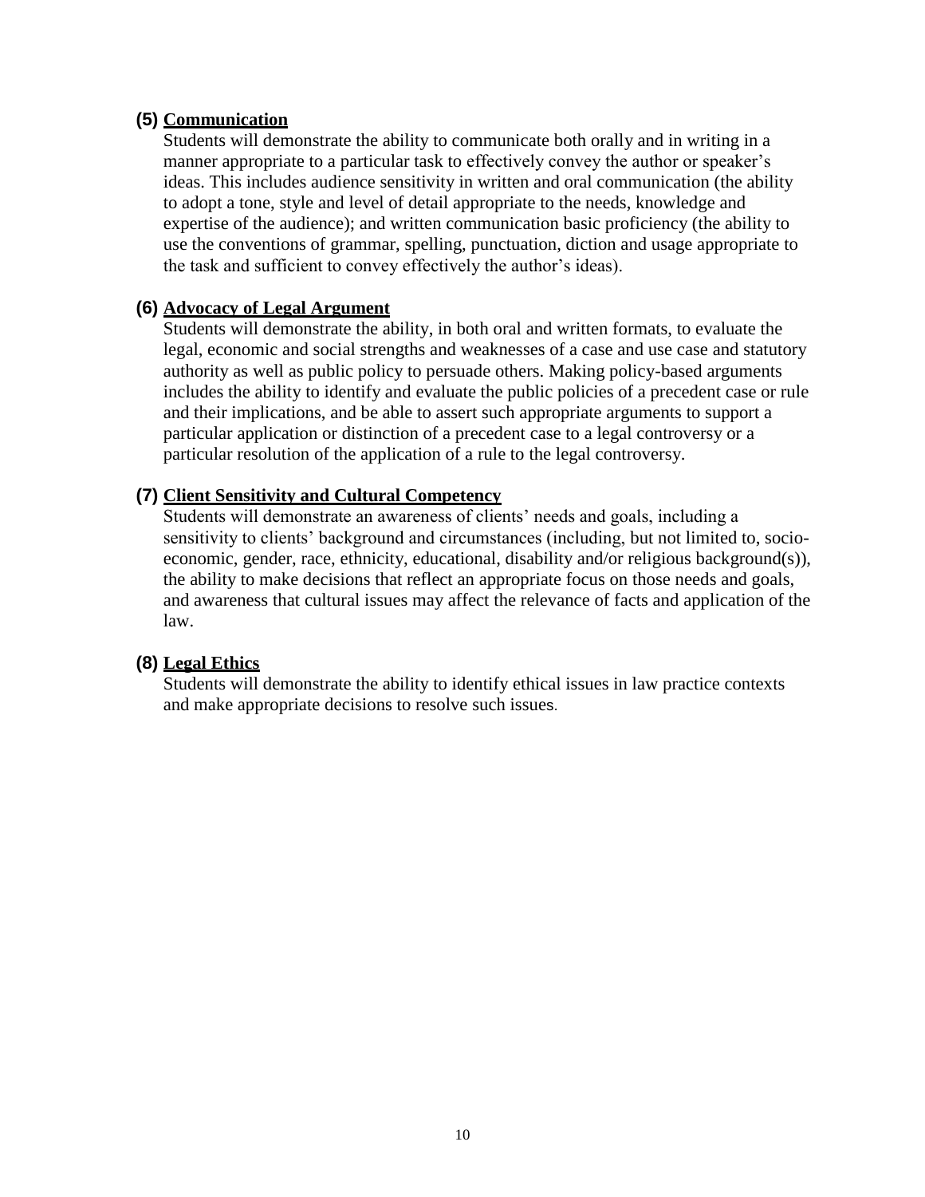**(5) <u>Communication</u>**

Students will demonstrate the ability to communicate both orally and in writing in a manner appropriate to a particular task to effectively convey the author or speaker's ideas. This includes audience sensitivity in written and oral communication (the ability to adopt a tone, style and level of detail appropriate to the needs, knowledge and expertise of the audience); and written communication basic proficiency (the ability to use the conventions of grammar, spelling, punctuation, diction and usage appropriate to the task and sufficient to convey effectively the author's ideas).

**(6) <u>Advocacy of Legal Argument</u>**

Students will demonstrate the ability, in both oral and written formats, to evaluate the legal, economic and social strengths and weaknesses of a case and use case and statutory authority as well as public policy to persuade others. Making policy-based arguments includes the ability to identify and evaluate the public policies of a precedent case or rule and their implications, and be able to assert such appropriate arguments to support a particular application or distinction of a precedent case to a legal controversy or a particular resolution of the application of a rule to the legal controversy.

**(7) <u>Client Sensitivity and Cultural Competency</u>**

Students will demonstrate an awareness of clients' needs and goals, including a sensitivity to clients' background and circumstances (including, but not limited to, socio-economic, gender, race, ethnicity, educational, disability and/or religious background(s)), the ability to make decisions that reflect an appropriate focus on those needs and goals, and awareness that cultural issues may affect the relevance of facts and application of the law.

**(8) <u>Legal Ethics</u>**

Students will demonstrate the ability to identify ethical issues in law practice contexts and make appropriate decisions to resolve such issues.